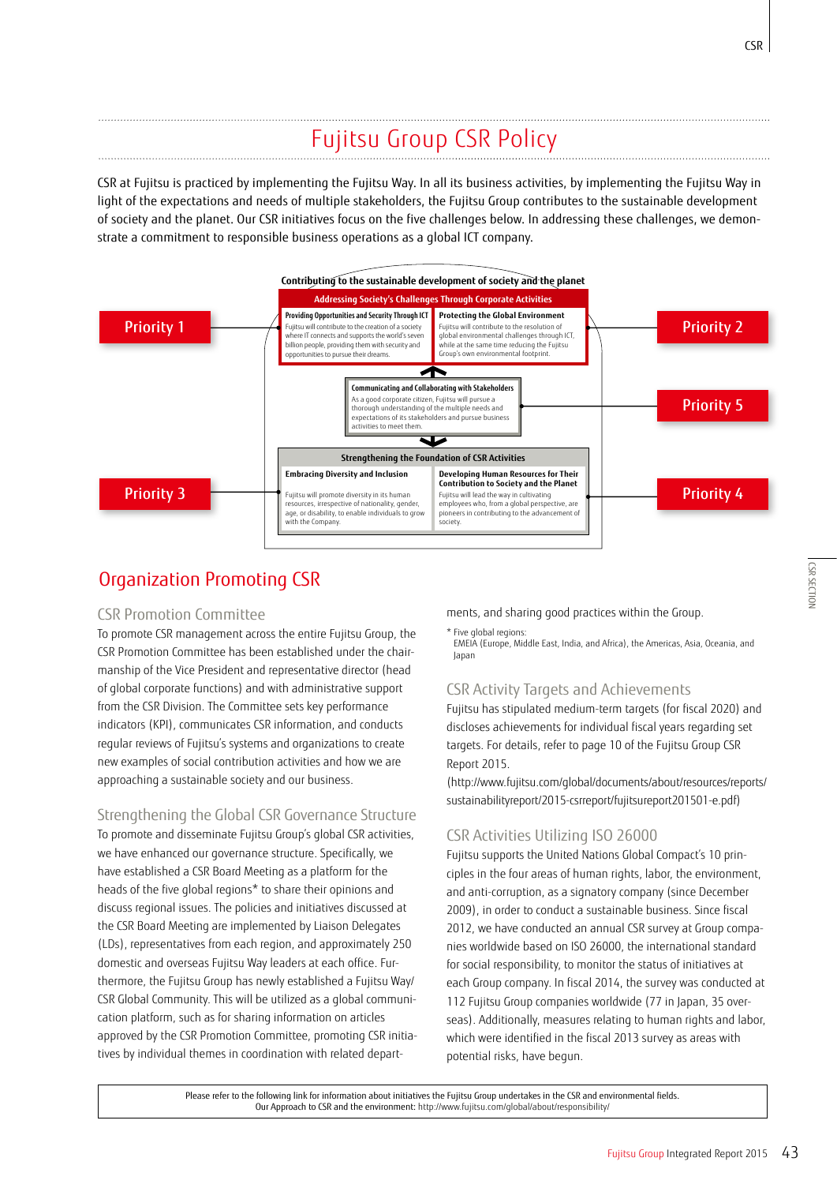# Fujitsu Group CSR Policy

CSR at Fujitsu is practiced by implementing the Fujitsu Way. In all its business activities, by implementing the Fujitsu Way in light of the expectations and needs of multiple stakeholders, the Fujitsu Group contributes to the sustainable development of society and the planet. Our CSR initiatives focus on the five challenges below. In addressing these challenges, we demonstrate a commitment to responsible business operations as a global ICT company.

**Contributing to the sustainable development of society and the planet**

**Addressing Society's Challenges Through Corporate Activities**

**Priority 1** — **Providing Opportunities and Security Through ICT**
Fujitsu will contribute to the creation of a society where IT connects and supports the world's seven billion people, providing them with security and opportunities to pursue their dreams.

**Priority 2** — **Protecting the Global Environment**
Fujitsu will contribute to the resolution of global environmental challenges through ICT, while at the same time reducing the Fujitsu Group's own environmental footprint.

**Priority 5** — **Communicating and Collaborating with Stakeholders**
As a good corporate citizen, Fujitsu will pursue a thorough understanding of the multiple needs and expectations of its stakeholders and pursue business activities to meet them.

**Strengthening the Foundation of CSR Activities**

**Priority 3** — **Embracing Diversity and Inclusion**
Fujitsu will promote diversity in its human resources, irrespective of nationality, gender, age, or disability, to enable individuals to grow with the Company.

**Priority 4** — **Developing Human Resources for Their Contribution to Society and the Planet**
Fujitsu will lead the way in cultivating employees who, from a global perspective, are pioneers in contributing to the advancement of society.

## Organization Promoting CSR

### CSR Promotion Committee

To promote CSR management across the entire Fujitsu Group, the CSR Promotion Committee has been established under the chairmanship of the Vice President and representative director (head of global corporate functions) and with administrative support from the CSR Division. The Committee sets key performance indicators (KPI), communicates CSR information, and conducts regular reviews of Fujitsu's systems and organizations to create new examples of social contribution activities and how we are approaching a sustainable society and our business.

### Strengthening the Global CSR Governance Structure

To promote and disseminate Fujitsu Group's global CSR activities, we have enhanced our governance structure. Specifically, we have established a CSR Board Meeting as a platform for the heads of the five global regions* to share their opinions and discuss regional issues. The policies and initiatives discussed at the CSR Board Meeting are implemented by Liaison Delegates (LDs), representatives from each region, and approximately 250 domestic and overseas Fujitsu Way leaders at each office. Furthermore, the Fujitsu Group has newly established a Fujitsu Way/CSR Global Community. This will be utilized as a global communication platform, such as for sharing information on articles approved by the CSR Promotion Committee, promoting CSR initiatives by individual themes in coordination with related departments, and sharing good practices within the Group.

\* Five global regions:
EMEIA (Europe, Middle East, India, and Africa), the Americas, Asia, Oceania, and Japan

### CSR Activity Targets and Achievements

Fujitsu has stipulated medium-term targets (for fiscal 2020) and discloses achievements for individual fiscal years regarding set targets. For details, refer to page 10 of the Fujitsu Group CSR Report 2015.
(http://www.fujitsu.com/global/documents/about/resources/reports/sustainabilityreport/2015-csrreport/fujitsureport201501-e.pdf)

### CSR Activities Utilizing ISO 26000

Fujitsu supports the United Nations Global Compact's 10 principles in the four areas of human rights, labor, the environment, and anti-corruption, as a signatory company (since December 2009), in order to conduct a sustainable business. Since fiscal 2012, we have conducted an annual CSR survey at Group companies worldwide based on ISO 26000, the international standard for social responsibility, to monitor the status of initiatives at each Group company. In fiscal 2014, the survey was conducted at 112 Fujitsu Group companies worldwide (77 in Japan, 35 overseas). Additionally, measures relating to human rights and labor, which were identified in the fiscal 2013 survey as areas with potential risks, have begun.

Please refer to the following link for information about initiatives the Fujitsu Group undertakes in the CSR and environmental fields.
Our Approach to CSR and the environment: http://www.fujitsu.com/global/about/responsibility/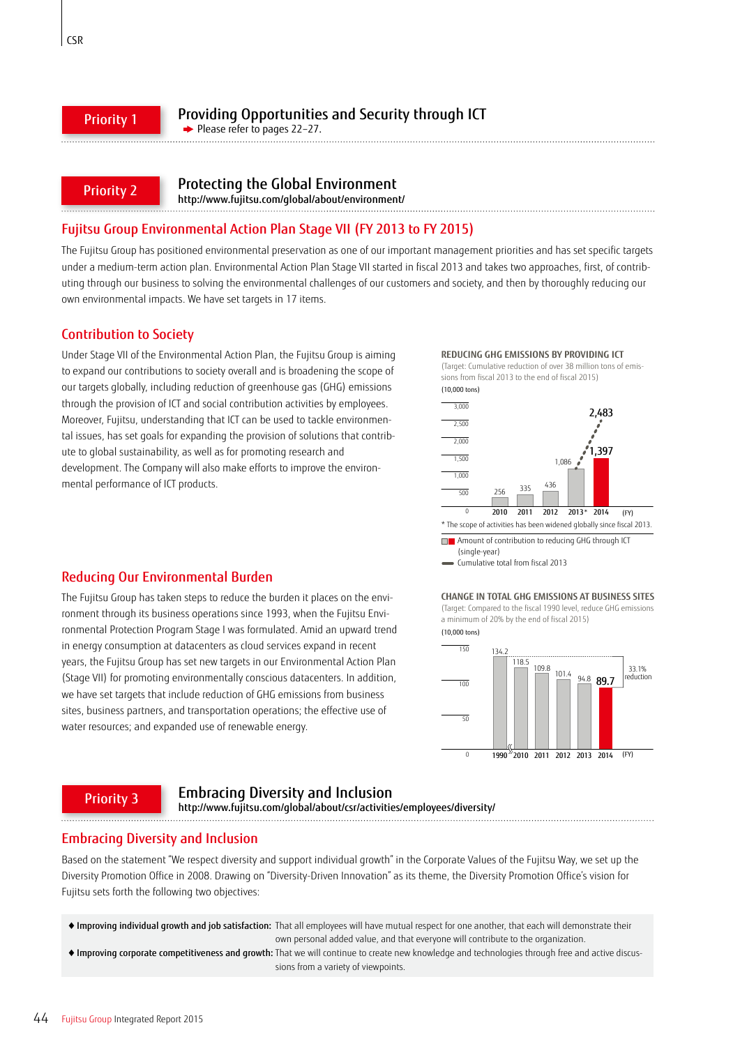## Priority 1

## Providing Opportunities and Security through ICT

➡ Please refer to pages 22–27.

## Priority 2

## Protecting the Global Environment

http://www.fujitsu.com/global/about/environment/

### Fujitsu Group Environmental Action Plan Stage VII (FY 2013 to FY 2015)

The Fujitsu Group has positioned environmental preservation as one of our important management priorities and has set specific targets under a medium-term action plan. Environmental Action Plan Stage VII started in fiscal 2013 and takes two approaches, first, of contributing through our business to solving the environmental challenges of our customers and society, and then by thoroughly reducing our own environmental impacts. We have set targets in 17 items.

### Contribution to Society

Under Stage VII of the Environmental Action Plan, the Fujitsu Group is aiming to expand our contributions to society overall and is broadening the scope of our targets globally, including reduction of greenhouse gas (GHG) emissions through the provision of ICT and social contribution activities by employees. Moreover, Fujitsu, understanding that ICT can be used to tackle environmental issues, has set goals for expanding the provision of solutions that contribute to global sustainability, as well as for promoting research and development. The Company will also make efforts to improve the environmental performance of ICT products.

**REDUCING GHG EMISSIONS BY PROVIDING ICT**

(Target: Cumulative reduction of over 38 million tons of emissions from fiscal 2013 to the end of fiscal 2015)

(10,000 tons)

| FY | 2010 | 2011 | 2012 | 2013* | 2014 |
|---|---|---|---|---|---|
| Amount of contribution to reducing GHG through ICT (single-year) | 256 | 335 | 436 | 1,086 | 1,397 |
| Cumulative total from fiscal 2013 | | | | 1,086 | 2,483 |

\* The scope of activities has been widened globally since fiscal 2013.

### Reducing Our Environmental Burden

The Fujitsu Group has taken steps to reduce the burden it places on the environment through its business operations since 1993, when the Fujitsu Environmental Protection Program Stage I was formulated. Amid an upward trend in energy consumption at datacenters as cloud services expand in recent years, the Fujitsu Group has set new targets in our Environmental Action Plan (Stage VII) for promoting environmentally conscious datacenters. In addition, we have set targets that include reduction of GHG emissions from business sites, business partners, and transportation operations; the effective use of water resources; and expanded use of renewable energy.

**CHANGE IN TOTAL GHG EMISSIONS AT BUSINESS SITES**

(Target: Compared to the fiscal 1990 level, reduce GHG emissions a minimum of 20% by the end of fiscal 2015)

(10,000 tons)

| FY | 1990 | 2010 | 2011 | 2012 | 2013 | 2014 |
|---|---|---|---|---|---|---|
| GHG emissions | 134.2 | 118.5 | 109.8 | 101.4 | 94.8 | 89.7 |

33.1% reduction (1990 to 2014)

## Priority 3

## Embracing Diversity and Inclusion

http://www.fujitsu.com/global/about/csr/activities/employees/diversity/

### Embracing Diversity and Inclusion

Based on the statement "We respect diversity and support individual growth" in the Corporate Values of the Fujitsu Way, we set up the Diversity Promotion Office in 2008. Drawing on "Diversity-Driven Innovation" as its theme, the Diversity Promotion Office's vision for Fujitsu sets forth the following two objectives:

- **Improving individual growth and job satisfaction:** That all employees will have mutual respect for one another, that each will demonstrate their own personal added value, and that everyone will contribute to the organization.
- **Improving corporate competitiveness and growth:** That we will continue to create new knowledge and technologies through free and active discussions from a variety of viewpoints.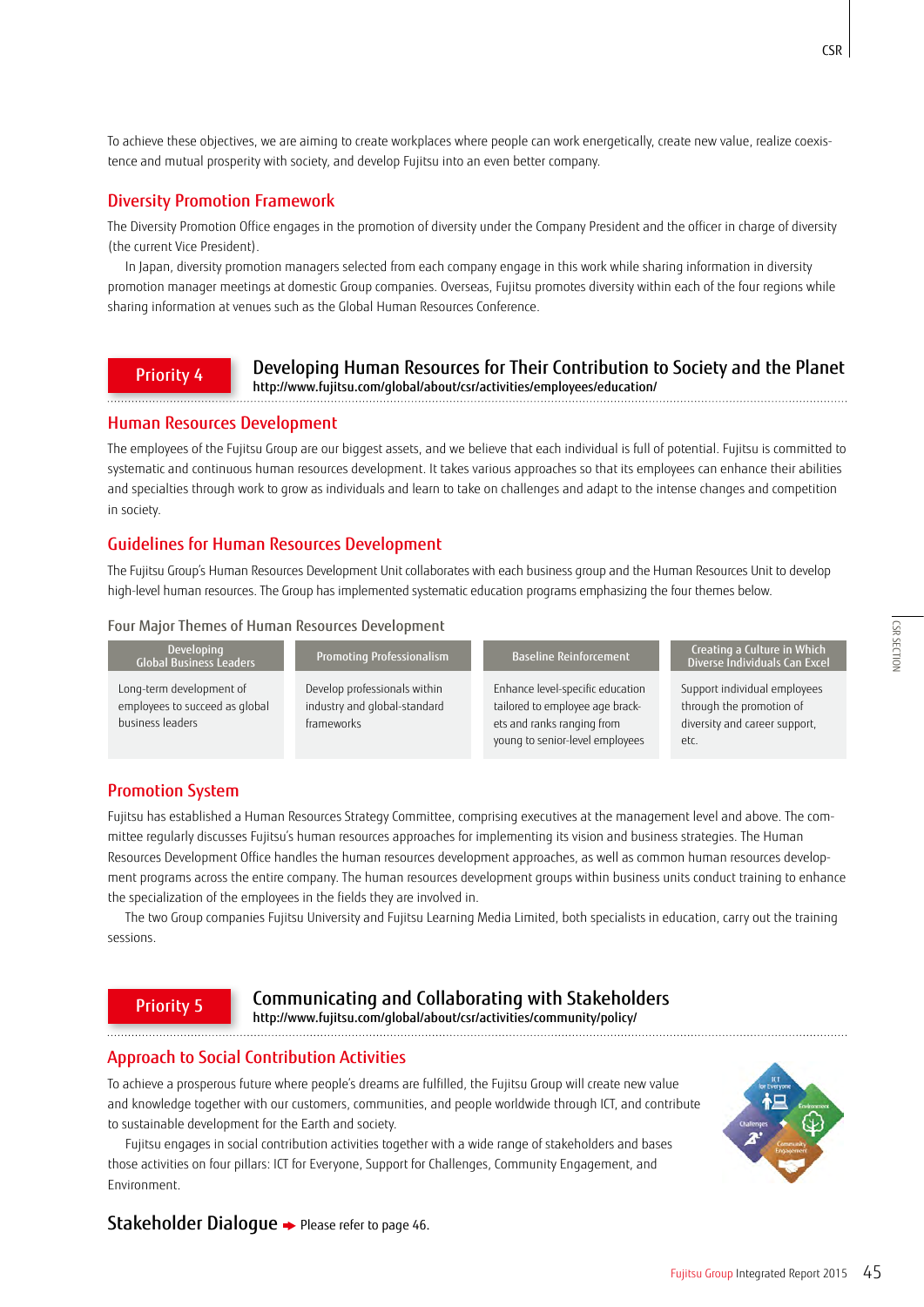To achieve these objectives, we are aiming to create workplaces where people can work energetically, create new value, realize coexistence and mutual prosperity with society, and develop Fujitsu into an even better company.

## Diversity Promotion Framework

The Diversity Promotion Office engages in the promotion of diversity under the Company President and the officer in charge of diversity (the current Vice President).

In Japan, diversity promotion managers selected from each company engage in this work while sharing information in diversity promotion manager meetings at domestic Group companies. Overseas, Fujitsu promotes diversity within each of the four regions while sharing information at venues such as the Global Human Resources Conference.

# Priority 4 Developing Human Resources for Their Contribution to Society and the Planet

http://www.fujitsu.com/global/about/csr/activities/employees/education/

## Human Resources Development

The employees of the Fujitsu Group are our biggest assets, and we believe that each individual is full of potential. Fujitsu is committed to systematic and continuous human resources development. It takes various approaches so that its employees can enhance their abilities and specialties through work to grow as individuals and learn to take on challenges and adapt to the intense changes and competition in society.

## Guidelines for Human Resources Development

The Fujitsu Group's Human Resources Development Unit collaborates with each business group and the Human Resources Unit to develop high-level human resources. The Group has implemented systematic education programs emphasizing the four themes below.

### Four Major Themes of Human Resources Development

| Developing Global Business Leaders | Promoting Professionalism | Baseline Reinforcement | Creating a Culture in Which Diverse Individuals Can Excel |
|---|---|---|---|
| Long-term development of employees to succeed as global business leaders | Develop professionals within industry and global-standard frameworks | Enhance level-specific education tailored to employee age brackets and ranks ranging from young to senior-level employees | Support individual employees through the promotion of diversity and career support, etc. |

## Promotion System

Fujitsu has established a Human Resources Strategy Committee, comprising executives at the management level and above. The committee regularly discusses Fujitsu's human resources approaches for implementing its vision and business strategies. The Human Resources Development Office handles the human resources development approaches, as well as common human resources development programs across the entire company. The human resources development groups within business units conduct training to enhance the specialization of the employees in the fields they are involved in.

The two Group companies Fujitsu University and Fujitsu Learning Media Limited, both specialists in education, carry out the training sessions.

# Priority 5 Communicating and Collaborating with Stakeholders

http://www.fujitsu.com/global/about/csr/activities/community/policy/

## Approach to Social Contribution Activities

To achieve a prosperous future where people's dreams are fulfilled, the Fujitsu Group will create new value and knowledge together with our customers, communities, and people worldwide through ICT, and contribute to sustainable development for the Earth and society.

Fujitsu engages in social contribution activities together with a wide range of stakeholders and bases those activities on four pillars: ICT for Everyone, Support for Challenges, Community Engagement, and Environment.

ICT for Everyone
Environment
Challenges
Community Engagement

## Stakeholder Dialogue ➡ Please refer to page 46.